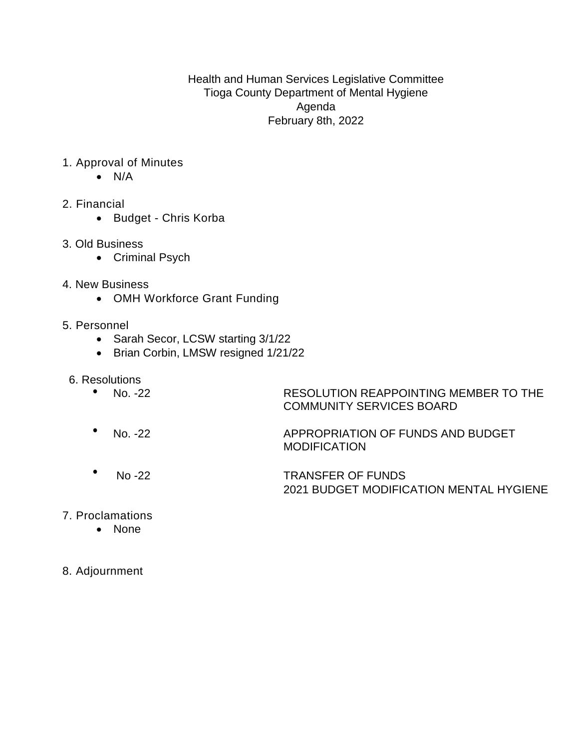Health and Human Services Legislative Committee
Tioga County Department of Mental Hygiene
Agenda
February 8th, 2022

1. Approval of Minutes
    - N/A

2. Financial
    - Budget - Chris Korba

3. Old Business
    - Criminal Psych

4. New Business
    - OMH Workforce Grant Funding

5. Personnel
    - Sarah Secor, LCSW starting 3/1/22
    - Brian Corbin, LMSW resigned 1/21/22

6. Resolutions

| | |
|---|---|
| • No. -22 | RESOLUTION REAPPOINTING MEMBER TO THE COMMUNITY SERVICES BOARD |
| • No. -22 | APPROPRIATION OF FUNDS AND BUDGET MODIFICATION |
| • No -22 | TRANSFER OF FUNDS 2021 BUDGET MODIFICATION MENTAL HYGIENE |

7. Proclamations
    - None

8. Adjournment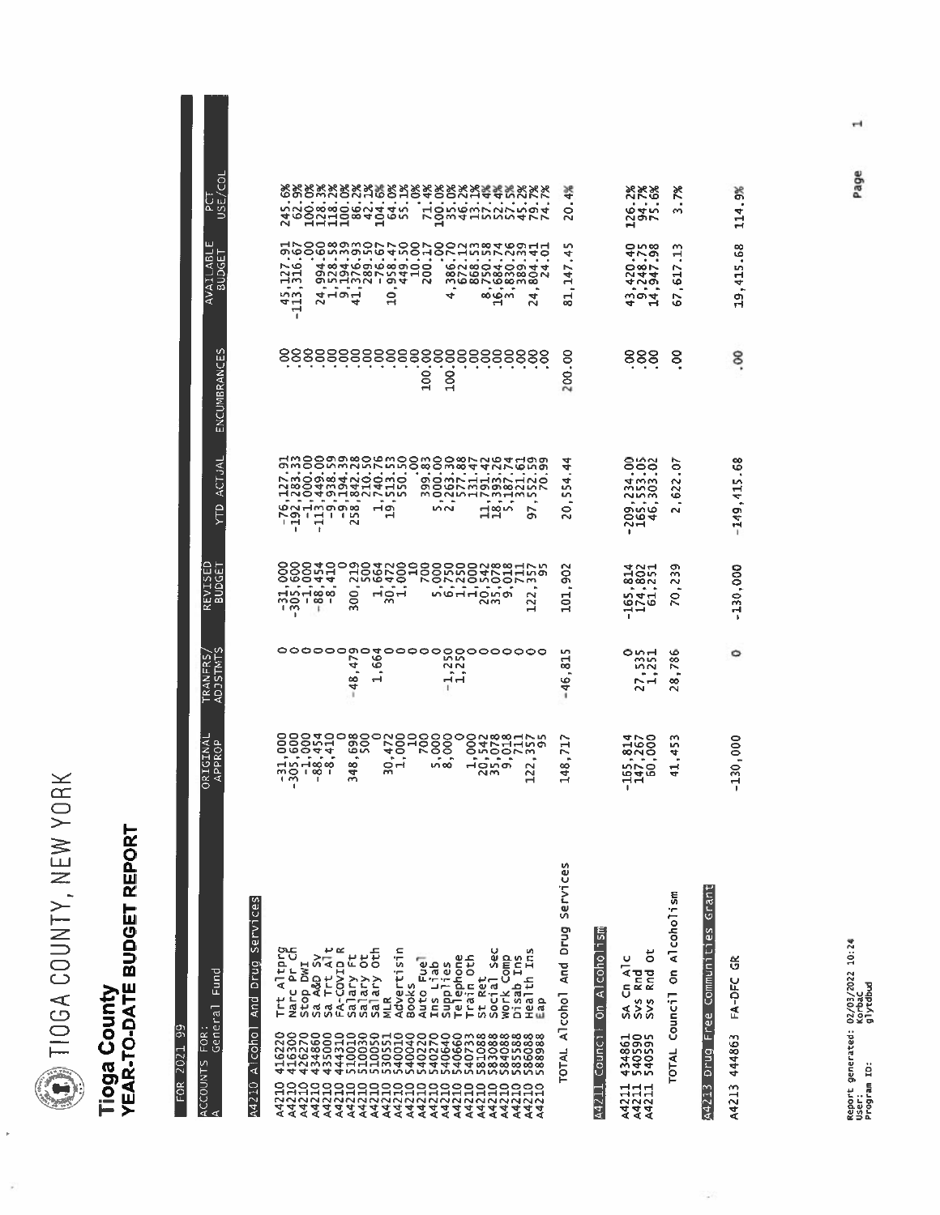# TIOGA COUNTY, NEW YORK

## Tioga County
## YEAR-TO-DATE BUDGET REPORT

FOR 2021 99

| ACCOUNTS FOR: A General Fund | | ORIGINAL APPROP | TRANFRS/ ADJSTMTS | REVISED BUDGET | YTD ACTUAL | ENCUMBRANCES | AVAILABLE BUDGET | PCT USE/COL |
|---|---|---|---|---|---|---|---|---|
| **A4210 Alcohol And Drug Services** | | | | | | | | |
| A4210 416220 | Trt Altprg | -31,000 | 0 | -31,000 | -76,127.91 | .00 | 45,127.91 | 245.6% |
| A4210 416300 | Narc Pr Ch | -305,600 | 0 | -305,600 | -192,283.33 | .00 | -113,316.67 | 62.9% |
| A4210 426270 | Stop DWI | -1,000 | 0 | -1,000 | -1,000.00 | .00 | .00 | 100.0% |
| A4210 434860 | Sa A&D Sv | -88,454 | 0 | -88,454 | -113,449.00 | .00 | 24,994.60 | 128.3% |
| A4210 435000 | Sa Trt Alt | -8,410 | 0 | -8,410 | -9,938.59 | .00 | 1,528.58 | 118.2% |
| A4210 444310 | FA-COVID R | 0 | 0 | 0 | -9,194.39 | .00 | 9,194.39 | 100.0% |
| A4210 510010 | Salary Ft | 348,698 | -48,479 | 300,219 | 258,842.28 | .00 | 41,376.93 | 86.2% |
| A4210 510030 | Salary Ot | 500 | 0 | 500 | 210.50 | .00 | 289.50 | 42.1% |
| A4210 510050 | Salary Oth | 0 | 1,664 | 1,664 | 1,740.76 | .00 | -76.67 | 104.6% |
| A4210 530551 | MLR | 30,472 | 0 | 30,472 | 19,513.53 | .00 | 10,958.47 | 64.0% |
| A4210 540010 | Advertisin | 1,000 | 0 | 1,000 | 550.50 | .00 | 449.50 | 55.1% |
| A4210 540040 | Books | 10 | 0 | 10 | .00 | .00 | 10.00 | .0% |
| A4210 540220 | Auto Fuel | 700 | 0 | 700 | 399.83 | 100.00 | 200.17 | 71.4% |
| A4210 540270 | Ins Liab | 5,000 | 0 | 5,000 | 5,000.00 | .00 | .00 | 100.0% |
| A4210 540640 | Supplies | 8,000 | -1,250 | 6,750 | 2,263.30 | 100.00 | 4,386.70 | 35.0% |
| A4210 540660 | Telephone | 0 | 1,250 | 1,250 | 577.88 | .00 | 672.12 | 46.2% |
| A4210 540733 | Train Oth | 1,000 | 0 | 1,000 | 131.47 | .00 | 868.53 | 13.1% |
| A4210 581088 | St Ret | 20,542 | 0 | 20,542 | 11,791.42 | .00 | 8,750.58 | 57.4% |
| A4210 583088 | Social Sec | 35,078 | 0 | 35,078 | 18,393.26 | .00 | 16,684.74 | 52.4% |
| A4210 584088 | Work Comp | 9,018 | 0 | 9,018 | 5,187.74 | .00 | 3,830.26 | 57.5% |
| A4210 585588 | Disab Ins | 711 | 0 | 711 | 321.61 | .00 | 389.39 | 45.2% |
| A4210 586088 | Health Ins | 122,357 | 0 | 122,357 | 97,552.59 | .00 | 24,804.41 | 79.7% |
| A4210 588988 | Eap | 95 | 0 | 95 | 70.99 | .00 | 24.01 | 74.7% |
| TOTAL Alcohol And Drug Services | | 148,717 | -46,815 | 101,902 | 20,554.44 | 200.00 | 81,147.45 | 20.4% |
| **A4211 Council On Alcoholism** | | | | | | | | |
| A4211 434861 | SA Cn Alc | -165,814 | 0 | -165,814 | -209,234.00 | .00 | 43,420.40 | 126.2% |
| A4211 540590 | Svs Rnd | 147,267 | 27,535 | 174,802 | 165,553.05 | .00 | 9,248.75 | 94.7% |
| A4211 540595 | Svs Rnd Ot | 60,000 | 1,251 | 61,251 | 46,303.02 | .00 | 14,947.98 | 75.6% |
| TOTAL Council On Alcoholism | | 41,453 | 28,786 | 70,239 | 2,622.07 | .00 | 67,617.13 | 3.7% |
| **A4213 Drug Free Communities Grant** | | | | | | | | |
| A4213 444863 | FA-DFC GR | -130,000 | 0 | -130,000 | -149,415.68 | .00 | 19,415.68 | 114.9% |

Report generated: 02/03/2022 10:24
User: Korbac
Program ID: glytdbud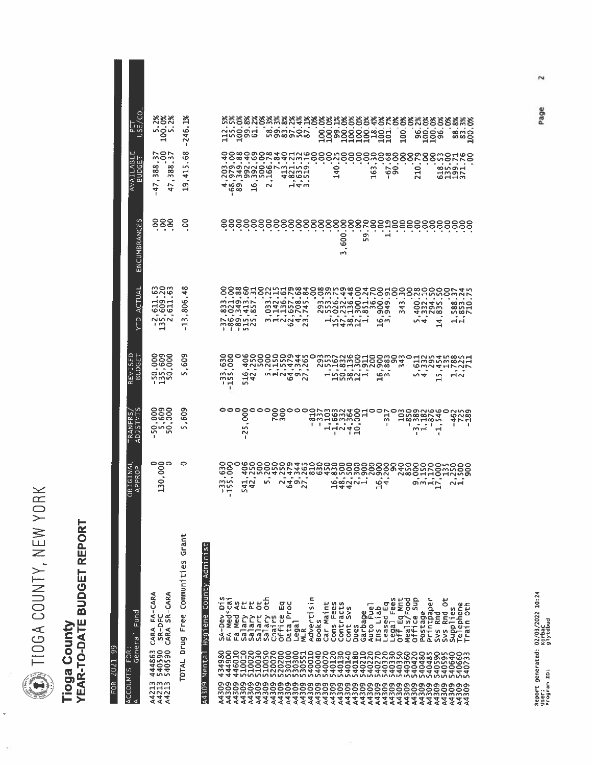# TIOGA COUNTY, NEW YORK

## Tioga County
## YEAR-TO-DATE BUDGET REPORT

FOR 2021 99

| ACCOUNTS FOR: A General Fund | ORIGINAL APPROP | TRANFRS/ ADJSTMTS | REVISED BUDGET | YTD ACTUAL | ENCUMBRANCES | AVAILABLE BUDGET | PCT USE/COL |
|---|---|---|---|---|---|---|---|
| A4213 444863 CARA FA-CARA | 0 | -50,000 | -50,000 | -2,611.63 | .00 | -47,388.37 | 5.2% |
| A4213 540590 SR-DFC | 130,000 | 5,609 | 135,609 | 135,609.20 | .00 | .00 | 100.0% |
| A4213 540590 CARA SR-CARA | 0 | 50,000 | 50,000 | 2,611.63 | .00 | 47,388.37 | 5.2% |
| TOTAL Drug Free Communities Grant | 0 | 5,609 | 5,609 | -13,806.48 | .00 | 19,415.68 | -246.1% |
| **A4309 Mental Hygiene County Administ** | | | | | | | |
| A4309 434980 SA-Dev Dis | -33,630 | 0 | -33,630 | -37,833.00 | .00 | 4,203.40 | 112.5% |
| A4309 444900 FA Medicai | -155,000 | 0 | -155,000 | -86,021.00 | .00 | -68,979.00 | 55.5% |
| A4309 446010 Fa Med As | 0 | 0 | 0 | -89,349.88 | .00 | 89,349.88 | 100.0% |
| A4309 510010 Salary Ft | 541,406 | -25,000 | 516,406 | 515,413.60 | .00 | 992.40 | 99.8% |
| A4309 510020 Salary Pt | 42,250 | 0 | 42,250 | 25,857.31 | .00 | 16,392.69 | 61.2% |
| A4309 510030 Salart Ot | 500 | 0 | 500 | .00 | .00 | 500.00 | .0% |
| A4309 510050 Salary Oth | 5,200 | 0 | 5,200 | 3,033.22 | .00 | 2,166.78 | 58.3% |
| A4309 520070 Chairs | 450 | 700 | 1,150 | 1,142.15 | .00 | 7.84 | 99.3% |
| A4309 520200 Office Eq | 2,250 | 300 | 2,550 | 2,136.61 | .00 | 413.40 | 83.8% |
| A4309 530100 Data Proc | 64,479 | 0 | 64,479 | 62,657.79 | .00 | 1,821.21 | 97.2% |
| A4309 530300 Legal | 9,344 | 0 | 9,344 | 4,708.68 | .00 | 4,635.32 | 50.4% |
| A4309 530551 MLR | 27,265 | 0 | 27,265 | 23,745.84 | .00 | 3,519.16 | 87.1% |
| A4309 540010 Advertisin | 810 | -810 | 0 | .00 | .00 | .00 | .0% |
| A4309 540040 Books | 630 | -337 | 293 | 293.08 | .00 | .00 | 100.0% |
| A4309 540070 Car Maint | 450 | 1,103 | 1,553 | 1,553.39 | .00 | .00 | 100.0% |
| A4309 540120 Cons Fees | 16,830 | -1,663 | 15,167 | 15,026.75 | .00 | 140.25 | 99.1% |
| A4309 540130 Contracts | 48,500 | 2,332 | 50,832 | 47,232.49 | 3,600.00 | .00 | 100.0% |
| A4309 540140 Cont Svs | 42,500 | -4,364 | 38,136 | 38,136.48 | .00 | .00 | 100.0% |
| A4309 540180 Dues | 2,300 | 10,000 | 12,300 | 12,300.00 | .00 | .00 | 100.0% |
| A4309 540210 Garbage | 1,900 | 11 | 1,911 | 1,851.24 | 59.70 | .00 | 100.0% |
| A4309 540220 Auto Fuel | 200 | 0 | 200 | 36.70 | .00 | 163.30 | 18.4% |
| A4309 540270 Ins Liab | 16,900 | 0 | 16,900 | 16,900.00 | .00 | .00 | 100.0% |
| A4309 540320 Leased Eq | 4,200 | -317 | 3,883 | 3,949.91 | 1.19 | -67.68 | 101.7% |
| A4309 540330 Legal Fees | 90 | 0 | 90 | .00 | .00 | 90.00 | .0% |
| A4309 540350 Off Eq Mnt | 240 | 103 | 343 | 343.30 | .00 | .00 | 100.0% |
| A4309 540360 Meals/Food | 850 | -850 | 0 | .00 | .00 | .00 | .0% |
| A4309 540420 Office Sup | 9,000 | -3,389 | 5,611 | 5,400.28 | .00 | 210.79 | 96.2% |
| A4309 540480 Postage | 3,150 | 1,182 | 4,332 | 4,332.10 | .00 | .00 | 100.0% |
| A4309 540485 Printpaper | 1,170 | -876 | 295 | 294.50 | .00 | .00 | 100.0% |
| A4309 540590 Svs Rnd | 17,000 | -1,546 | 15,454 | 14,835.50 | .00 | 618.53 | 96.0% |
| A4309 540595 Svs Rnd Ot | 135 | 0 | 135 | .00 | .00 | 135.00 | .0% |
| A4309 540640 Supplies | 2,250 | -462 | 1,788 | 1,588.37 | .00 | 199.71 | 88.8% |
| A4309 540660 Telephone | 1,500 | 725 | 2,225 | 1,853.24 | .00 | 371.76 | 83.3% |
| A4309 540733 Train Oth | 900 | -189 | 711 | 710.75 | .00 | .00 | 100.0% |

Report generated: 02/03/2022 10:24
User: korbsc
Program ID: glytdbud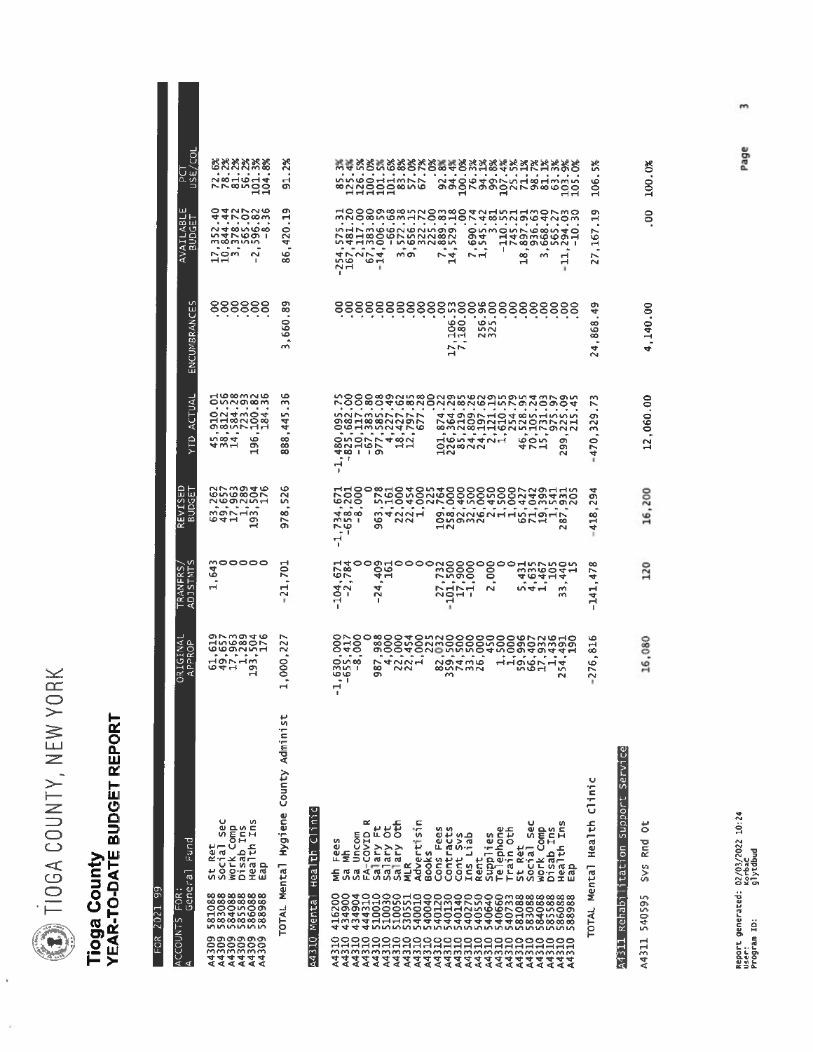# TIOGA COUNTY, NEW YORK

## Tioga County
## YEAR-TO-DATE BUDGET REPORT

FOR 2021 99

| ACCOUNTS FOR: General Fund | | | ORIGINAL APPROP | TRANFRS/ ADJSTMTS | REVISED BUDGET | YTD ACTUAL | ENCUMBRANCES | AVAILABLE BUDGET | PCT USE/COL |
|---|---|---|---|---|---|---|---|---|---|
| A4309 | 581088 | St Ret | 61,619 | 1,643 | 63,262 | 45,910.01 | .00 | 17,352.40 | 72.6% |
| A4309 | 583088 | Social Sec | 49,657 | 0 | 49,657 | 38,812.56 | .00 | 10,844.44 | 78.2% |
| A4309 | 584088 | Work Comp | 17,963 | 0 | 17,963 | 14,584.28 | .00 | 3,378.72 | 81.2% |
| A4309 | 585588 | Disab Ins | 1,289 | 0 | 1,289 | 723.93 | .00 | 565.07 | 56.2% |
| A4309 | 586088 | Health Ins | 193,504 | 0 | 193,504 | 196,100.82 | .00 | -2,596.82 | 101.3% |
| A4309 | 588988 | Eap | 176 | 0 | 176 | 184.36 | .00 | -8.36 | 104.8% |
| TOTAL Mental Hygiene County Administ | | | 1,000,227 | -21,701 | 978,526 | 888,445.36 | 3,660.89 | 86,420.19 | 91.2% |
| **A4310 Mental Health Clinic** | | | | | | | | | |
| A4310 | 416200 | Mh Fees | -1,630,000 | -104,671 | -1,734,671 | -1,480,095.75 | .00 | -254,575.31 | 85.3% |
| A4310 | 434900 | Sa Mh | -655,417 | -2,784 | -658,201 | -825,682.00 | .00 | 167,481.20 | 125.4% |
| A4310 | 434904 | Sa Uncom | -8,000 | 0 | -8,000 | -10,117.00 | .00 | 2,117.00 | 126.5% |
| A4310 | 444310 | FA-COVID R | 0 | 0 | 0 | -67,383.80 | .00 | 67,383.80 | 100.0% |
| A4310 | 510010 | Salary Ft | 987,988 | -24,409 | 963,578 | 977,585.08 | .00 | -14,006.59 | 101.5% |
| A4310 | 510030 | Salary Ot | 4,000 | 161 | 4,161 | 4,227.49 | .00 | -66.68 | 101.6% |
| A4310 | 510050 | Salary Oth | 22,000 | 0 | 22,000 | 18,427.62 | .00 | 3,572.38 | 83.8% |
| A4310 | 530551 | MLR | 22,454 | 0 | 22,454 | 12,797.85 | .00 | 9,656.15 | 57.0% |
| A4310 | 540010 | Advertisin | 1,000 | 0 | 1,000 | 677.28 | .00 | 322.72 | 67.7% |
| A4310 | 540040 | Books | 225 | 0 | 225 | .00 | .00 | 225.00 | .0% |
| A4310 | 540120 | Cons Fees | 82,032 | 27,732 | 109,764 | 101,874.22 | .00 | 7,889.83 | 92.8% |
| A4310 | 540130 | Contracts | 359,500 | -101,500 | 258,000 | 226,364.29 | 17,106.53 | 14,529.18 | 94.4% |
| A4310 | 540140 | Cont Svs | 74,500 | 17,900 | 92,400 | 85,219.85 | 7,180.00 | .00 | 100.0% |
| A4310 | 540270 | Ins Liab | 33,500 | -1,000 | 32,500 | 24,809.26 | .00 | 7,690.74 | 76.3% |
| A4310 | 540550 | Rent | 26,000 | 0 | 26,000 | 24,197.62 | 256.96 | 1,545.42 | 94.1% |
| A4310 | 540640 | Supplies | 450 | 2,000 | 2,450 | 2,121.19 | 325.00 | 3.81 | 99.8% |
| A4310 | 540660 | Telephone | 1,500 | 0 | 1,500 | 1,610.55 | .00 | -110.55 | 107.4% |
| A4310 | 540733 | Train Oth | 1,000 | 0 | 1,000 | 254.79 | .00 | 745.21 | 25.5% |
| A4310 | 581088 | St Ret | 59,996 | 5,431 | 65,427 | 46,528.95 | .00 | 18,897.91 | 71.1% |
| A4310 | 583088 | Social Sec | 66,407 | 4,635 | 71,042 | 70,105.24 | .00 | 936.63 | 98.7% |
| A4310 | 584088 | Work Comp | 17,932 | 1,467 | 19,399 | 15,731.03 | .00 | 3,668.40 | 81.1% |
| A4310 | 585588 | Disab Ins | 1,436 | 105 | 1,541 | 975.97 | .00 | 565.27 | 63.3% |
| A4310 | 586088 | Health Ins | 254,491 | 33,440 | 287,931 | 299,225.09 | .00 | -11,294.03 | 103.9% |
| A4310 | 588988 | Eap | 190 | 15 | 205 | 215.45 | .00 | -10.30 | 105.0% |
| TOTAL Mental Health Clinic | | | -276,816 | -141,478 | -418,294 | -470,329.73 | 24,868.49 | 27,167.19 | 106.5% |
| **A4311 Rehabilitation Support Service** | | | | | | | | | |
| A4311 | 540595 | Sys Rnd Ot | 16,080 | 120 | 16,200 | 12,060.00 | 4,140.00 | .00 | 100.0% |

Report generated: 02/03/2022 10:24
User: korbac
Program ID: glytdbud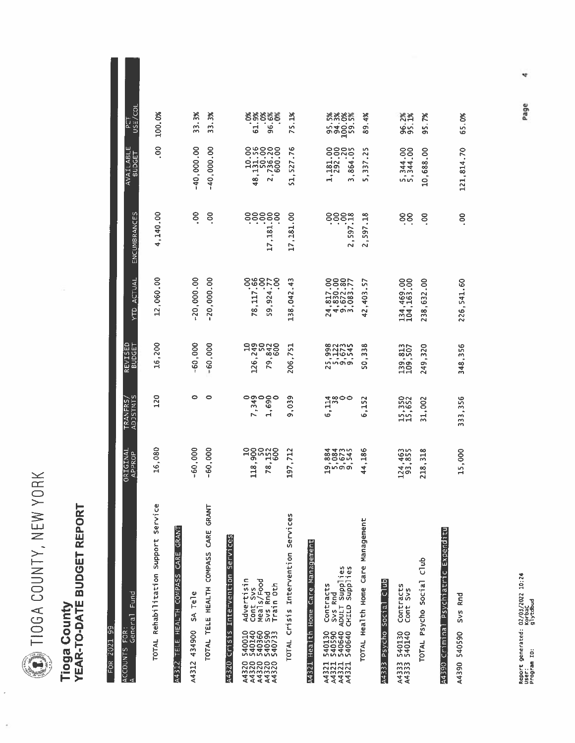# TIOGA COUNTY, NEW YORK

## Tioga County
## YEAR-TO-DATE BUDGET REPORT

FOR 2021 99

| ACCOUNTS FOR: A General Fund | ORIGINAL APPROP | TRANFRS/ ADJSTMTS | REVISED BUDGET | YTD ACTUAL | ENCUMBRANCES | AVAILABLE BUDGET | PCT USE/COL |
|---|---|---|---|---|---|---|---|
| TOTAL Rehabilitation Support Service | 16,080 | 120 | 16,200 | 12,060.00 | 4,140.00 | .00 | 100.0% |
| **A4312 TELE HEALTH COMPASS CARE GRANT** | | | | | | | |
| A4312 434900 SA Tele | -60,000 | 0 | -60,000 | -20,000.00 | .00 | -40,000.00 | 33.3% |
| TOTAL TELE HEALTH COMPASS CARE GRANT | -60,000 | 0 | -60,000 | -20,000.00 | .00 | -40,000.00 | 33.3% |
| **A4320 Crisis Intervention Services** | | | | | | | |
| A4320 540010 Advertisin | 10 | 0 | 10 | .00 | .00 | 10.00 | .0% |
| A4320 540140 Cont Svs | 118,900 | 7,349 | 126,249 | 78,117.66 | .00 | 48,131.56 | 61.9% |
| A4320 540360 Meals/Food | 50 | 0 | 50 | .00 | .00 | 50.00 | .0% |
| A4320 540590 Svs Rnd | 78,152 | 1,690 | 79,842 | 59,924.77 | 17,181.00 | 2,736.20 | 96.6% |
| A4320 540733 Train Oth | 600 | 0 | 600 | .00 | .00 | 600.00 | .0% |
| TOTAL Crisis Intervention Services | 197,712 | 9,039 | 206,751 | 138,042.43 | 17,181.00 | 51,527.76 | 75.1% |
| **A4321 Health Home Care Management** | | | | | | | |
| A4321 540130 Contracts | 19,884 | 6,114 | 25,998 | 24,817.00 | .00 | 1,181.00 | 95.5% |
| A4321 540590 Svs Rnd | 5,084 | 38 | 5,122 | 4,830.00 | .00 | 292.00 | 94.3% |
| A4321 540640 ADULT Supplies | 9,673 | 0 | 9,673 | 9,672.80 | .00 | .20 | 100.0% |
| A4321 540640 CHILD Supplies | 9,545 | 0 | 9,545 | 3,083.77 | 2,597.18 | 3,864.05 | 59.5% |
| TOTAL Health Home Care Management | 44,186 | 6,152 | 50,338 | 42,403.57 | 2,597.18 | 5,337.25 | 89.4% |
| **A4333 Psycho Social Club** | | | | | | | |
| A4333 540130 Contracts | 124,463 | 15,350 | 139,813 | 134,469.00 | .00 | 5,344.00 | 96.2% |
| A4333 540140 Cont Svs | 93,855 | 15,652 | 109,507 | 104,163.00 | .00 | 5,344.00 | 95.1% |
| TOTAL Psycho Social Club | 218,318 | 31,002 | 249,320 | 238,632.00 | .00 | 10,688.00 | 95.7% |
| **A4390 Criminal Psychiatric Expenditu** | | | | | | | |
| A4390 540590 Svs Rnd | 15,000 | 333,356 | 348,356 | 226,541.60 | .00 | 121,814.70 | 65.0% |

Report generated: 02/03/2022 10:24
User: Korbac
Program ID: glytdbud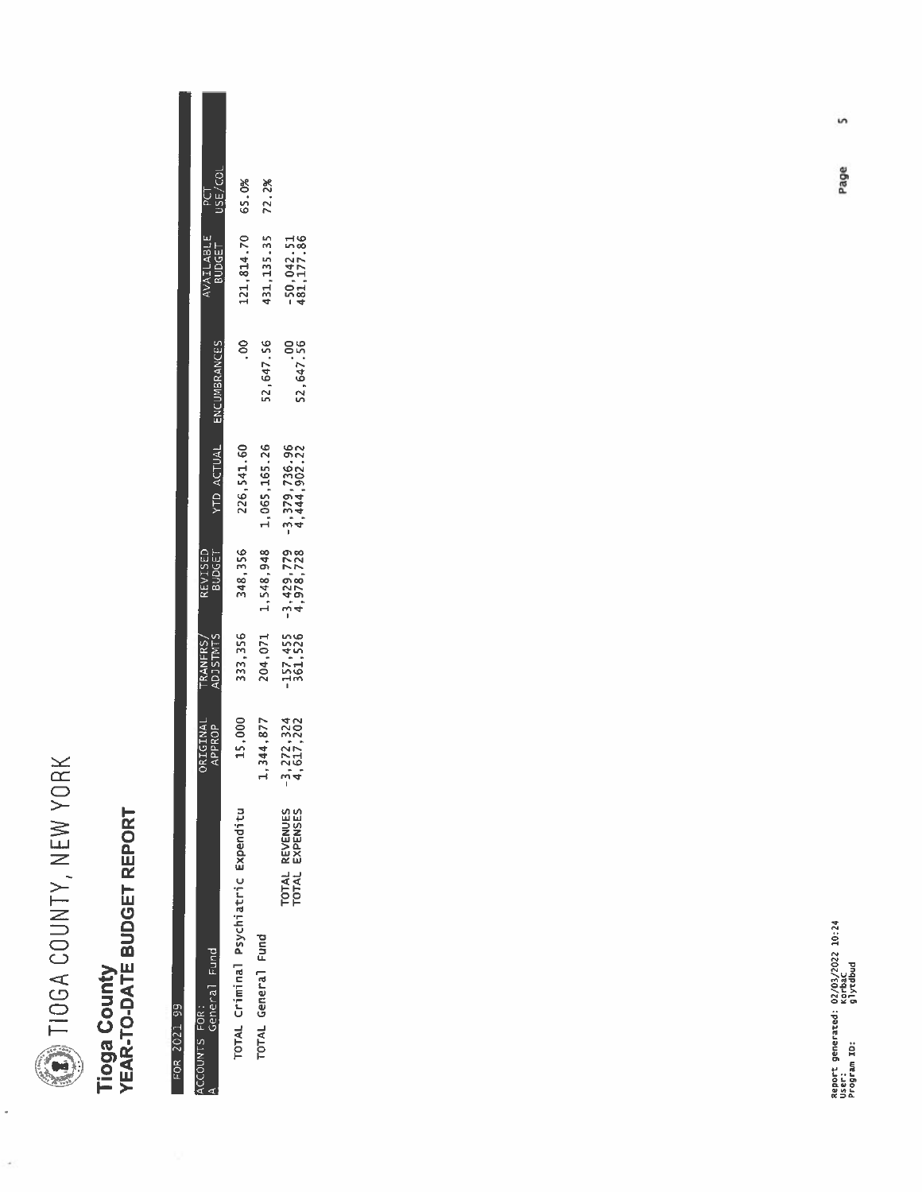TIOGA COUNTY, NEW YORK

# Tioga County
## YEAR-TO-DATE BUDGET REPORT

FOR 2021 99

| ACCOUNTS FOR: A General Fund | ORIGINAL APPROP | TRANFRS/ ADJSTMTS | REVISED BUDGET | YTD ACTUAL | ENCUMBRANCES | AVAILABLE BUDGET | PCT USE/COL |
|---|---|---|---|---|---|---|---|
| TOTAL Criminal Psychiatric Expenditu | 15,000 | 333,356 | 348,356 | 226,541.60 | .00 | 121,814.70 | 65.0% |
| TOTAL General Fund | 1,344,877 | 204,071 | 1,548,948 | 1,065,165.26 | 52,647.56 | 431,135.35 | 72.2% |
| TOTAL REVENUES | -3,272,324 | -157,455 | -3,429,779 | -3,379,736.96 | .00 | -50,042.51 | |
| TOTAL EXPENSES | 4,617,202 | 361,526 | 4,978,728 | 4,444,902.22 | 52,647.56 | 481,177.86 | |

Report generated: 02/03/2022 10:24
User: KorbaC
Program ID: glytdbud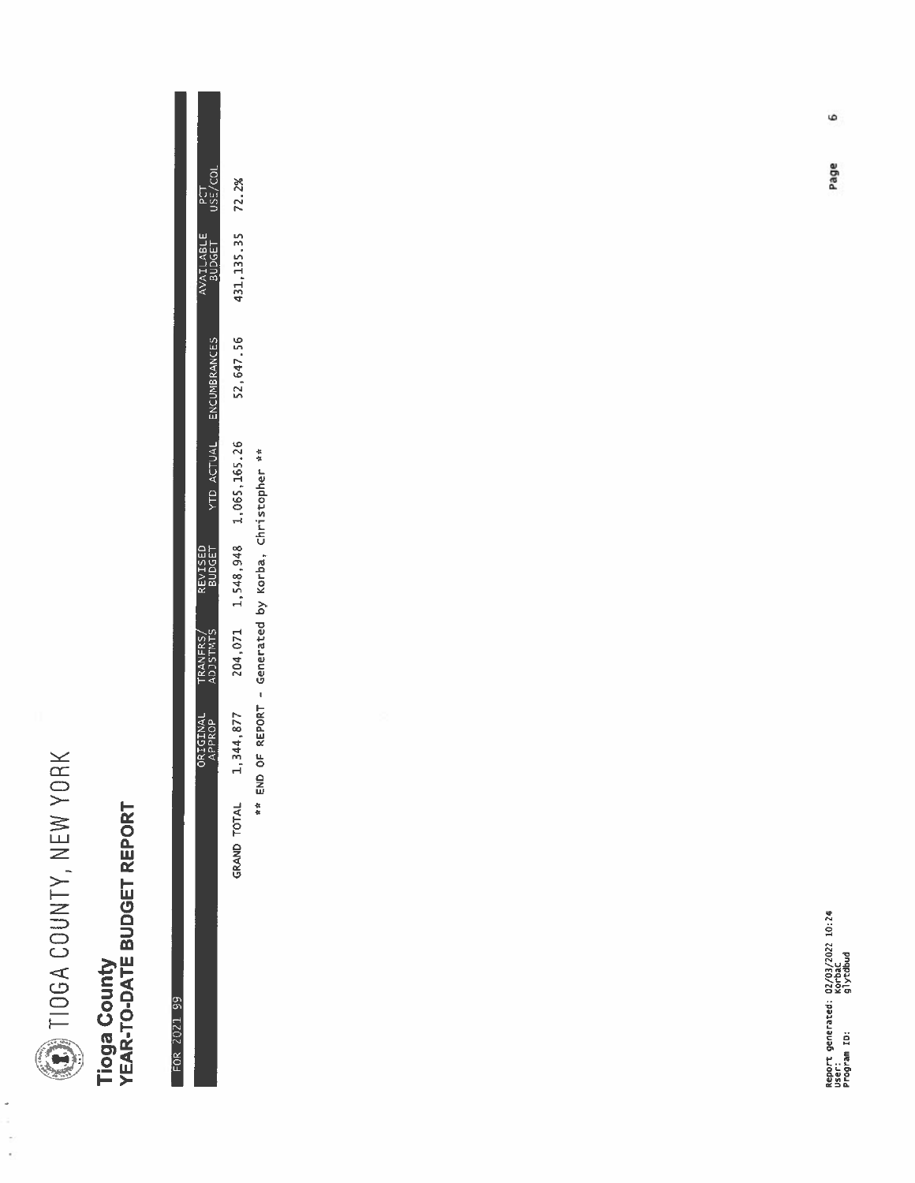# TIOGA COUNTY, NEW YORK

## Tioga County
## YEAR-TO-DATE BUDGET REPORT

FOR 2021 99

| | ORIGINAL APPROP | TRANFRS/ ADJSTMTS | REVISED BUDGET | YTD ACTUAL | ENCUMBRANCES | AVAILABLE BUDGET | PCT USE/COL |
|---|---|---|---|---|---|---|---|
| GRAND TOTAL | 1,344,877 | 204,071 | 1,548,948 | 1,065,165.26 | 52,647.56 | 431,135.35 | 72.2% |

** END OF REPORT - Generated by Korba, Christopher **

Report generated: 02/03/2022 10:24
User: KorbaC
Program ID: glytdbud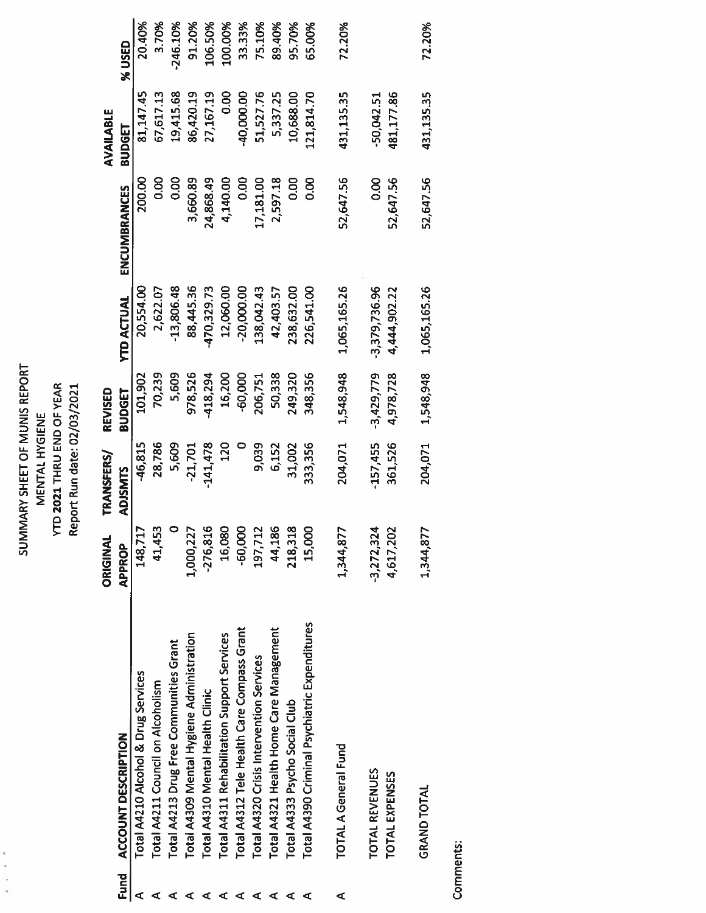SUMMARY SHEET OF MUNIS REPORT

MENTAL HYGIENE

YTD **2021** THRU END OF YEAR

Report Run date: 02/03/2021

| Fund | ACCOUNT DESCRIPTION | ORIGINAL APPROP | TRANSFERS/ ADJSMTS | REVISED BUDGET | YTD ACTUAL | ENCUMBRANCES | AVAILABLE BUDGET | % USED |
|---|---|---|---|---|---|---|---|---|
| A | Total A4210 Alcohol & Drug Services | 148,717 | -46,815 | 101,902 | 20,554.00 | 200.00 | 81,147.45 | 20.40% |
| A | Total A4211 Council on Alcoholism | 41,453 | 28,786 | 70,239 | 2,622.07 | 0.00 | 67,617.13 | 3.70% |
| A | Total A4213 Drug Free Communities Grant | 0 | 5,609 | 5,609 | -13,806.48 | 0.00 | 19,415.68 | -246.10% |
| A | Total A4309 Mental Hygiene Administration | 1,000,227 | -21,701 | 978,526 | 88,445.36 | 3,660.89 | 86,420.19 | 91.20% |
| A | Total A4310 Mental Health Clinic | -276,816 | -141,478 | -418,294 | -470,329.73 | 24,868.49 | 27,167.19 | 106.50% |
| A | Total A4311 Rehabilitation Support Services | 16,080 | 120 | 16,200 | 12,060.00 | 4,140.00 | 0.00 | 100.00% |
| A | Total A4312 Tele Health Care Compass Grant | -60,000 | 0 | -60,000 | -20,000.00 | 0.00 | -40,000.00 | 33.33% |
| A | Total A4320 Crisis Intervention Services | 197,712 | 9,039 | 206,751 | 138,042.43 | 17,181.00 | 51,527.76 | 75.10% |
| A | Total A4321 Health Home Care Management | 44,186 | 6,152 | 50,338 | 42,403.57 | 2,597.18 | 5,337.25 | 89.40% |
| A | Total A4333 Psycho Social Club | 218,318 | 31,002 | 249,320 | 238,632.00 | 0.00 | 10,688.00 | 95.70% |
| A | Total A4390 Criminal Psychiatric Expenditures | 15,000 | 333,356 | 348,356 | 226,541.00 | 0.00 | 121,814.70 | 65.00% |
| A | TOTAL A General Fund | 1,344,877 | 204,071 | 1,548,948 | 1,065,165.26 | 52,647.56 | 431,135.35 | 72.20% |
| | TOTAL REVENUES | -3,272,324 | -157,455 | -3,429,779 | -3,379,736.96 | 0.00 | -50,042.51 | |
| | TOTAL EXPENSES | 4,617,202 | 361,526 | 4,978,728 | 4,444,902.22 | 52,647.56 | 481,177.86 | |
| | GRAND TOTAL | 1,344,877 | 204,071 | 1,548,948 | 1,065,165.26 | 52,647.56 | 431,135.35 | 72.20% |

Comments: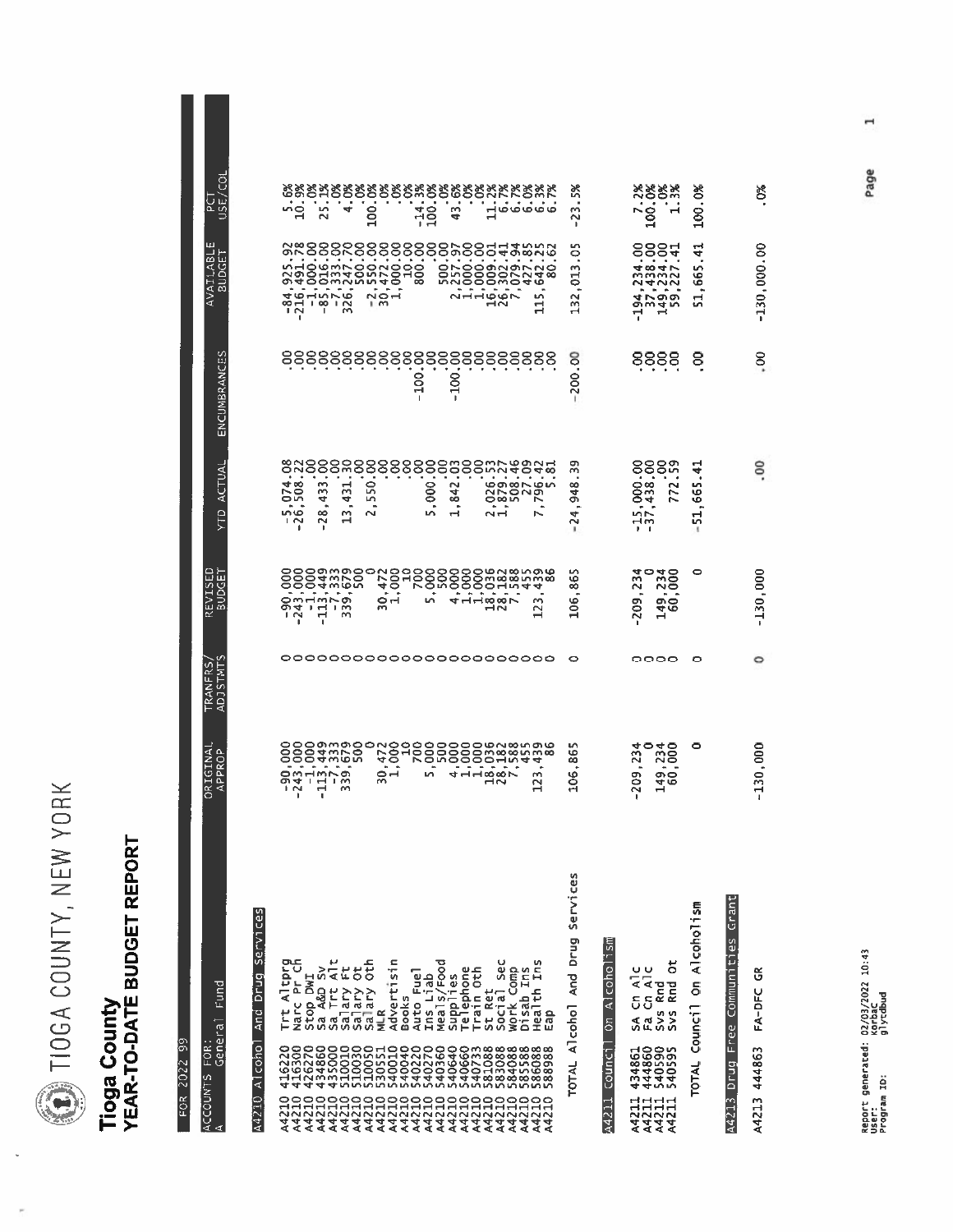# TIOGA COUNTY, NEW YORK

## Tioga County
## YEAR-TO-DATE BUDGET REPORT

FOR 2022 99

| ACCOUNTS FOR: A General Fund | | ORIGINAL APPROP | TRANFRS/ ADJSTMTS | REVISED BUDGET | YTD ACTUAL | ENCUMBRANCES | AVAILABLE BUDGET | PCT USE/COL |
|---|---|---|---|---|---|---|---|---|
| **A4210 Alcohol And Drug Services** | | | | | | | | |
| A4210 416220 | Trt Altprg | -90,000 | 0 | -90,000 | -5,074.08 | .00 | -84,925.92 | 5.6% |
| A4210 416300 | Narc Pr Ch | -243,000 | 0 | -243,000 | -26,508.22 | .00 | -216,491.78 | 10.9% |
| A4210 426270 | Stop DWI | -1,000 | 0 | -1,000 | .00 | .00 | -1,000.00 | .0% |
| A4210 434860 | Sa A&D Sv | -113,449 | 0 | -113,449 | -28,433.00 | .00 | -85,016.00 | 25.1% |
| A4210 435000 | Sa Trt Alt | -7,333 | 0 | -7,333 | .00 | .00 | -7,333.00 | .0% |
| A4210 510010 | Salary Ft | 339,679 | 0 | 339,679 | 13,431.30 | .00 | 326,247.70 | 4.0% |
| A4210 510030 | Salary Ot | 500 | 0 | 500 | .00 | .00 | 500.00 | .0% |
| A4210 510050 | Salary Oth | 0 | 0 | 0 | 2,550.00 | .00 | -2,550.00 | 100.0% |
| A4210 530551 | MLR | 30,472 | 0 | 30,472 | .00 | .00 | 30,472.00 | .0% |
| A4210 540010 | Advertisin | 1,000 | 0 | 1,000 | .00 | .00 | 1,000.00 | .0% |
| A4210 540040 | Books | 10 | 0 | 10 | .00 | .00 | 10.00 | .0% |
| A4210 540220 | Auto Fuel | 700 | 0 | 700 | .00 | -100.00 | 800.00 | -14.3% |
| A4210 540270 | Ins Liab | 5,000 | 0 | 5,000 | 5,000.00 | .00 | .00 | 100.0% |
| A4210 540360 | Meals/Food | 500 | 0 | 500 | .00 | .00 | 500.00 | .0% |
| A4210 540640 | Supplies | 4,000 | 0 | 4,000 | 1,842.03 | -100.00 | 2,257.97 | 43.6% |
| A4210 540660 | Telephone | 1,000 | 0 | 1,000 | .00 | .00 | 1,000.00 | .0% |
| A4210 540733 | Train Oth | 1,000 | 0 | 1,000 | .00 | .00 | 1,000.00 | .0% |
| A4210 581088 | St Ret | 18,036 | 0 | 18,036 | 2,026.53 | .00 | 16,009.01 | 11.2% |
| A4210 583088 | Social Sec | 28,182 | 0 | 28,182 | 1,879.27 | .00 | 26,302.41 | 6.7% |
| A4210 584088 | Work Comp | 7,588 | 0 | 7,588 | 508.46 | .00 | 7,079.94 | 6.7% |
| A4210 585588 | Disab Ins | 455 | 0 | 455 | 27.09 | .00 | 427.85 | 6.0% |
| A4210 586088 | Health Ins | 123,439 | 0 | 123,439 | 7,796.42 | .00 | 115,642.25 | 6.3% |
| A4210 588988 | Eap | 86 | 0 | 86 | 5.81 | .00 | 80.62 | 6.7% |
| **TOTAL Alcohol And Drug Services** | | 106,865 | 0 | 106,865 | -24,948.39 | -200.00 | 132,013.05 | -23.5% |
| **A4211 Council On Alcoholism** | | | | | | | | |
| A4211 434861 | SA Cn Alc | -209,234 | 0 | -209,234 | -15,000.00 | .00 | -194,234.00 | 7.2% |
| A4211 444860 | Fa Cn Alc | 0 | 0 | 0 | -37,438.00 | .00 | 37,438.00 | 100.0% |
| A4211 540590 | Svs Rnd | 149,234 | 0 | 149,234 | .00 | .00 | 149,234.00 | .0% |
| A4211 540595 | Svs Rnd Ot | 60,000 | 0 | 60,000 | 772.59 | .00 | 59,227.41 | 1.3% |
| **TOTAL Council On Alcoholism** | | 0 | 0 | 0 | -51,665.41 | .00 | 51,665.41 | 100.0% |
| **A4213 Drug Free Communities Grant** | | | | | | | | |
| A4213 444863 | FA-DFC GR | -130,000 | 0 | -130,000 | .00 | .00 | -130,000.00 | .0% |

Report generated: 02/03/2022 10:43
User:
Program ID: glytdbud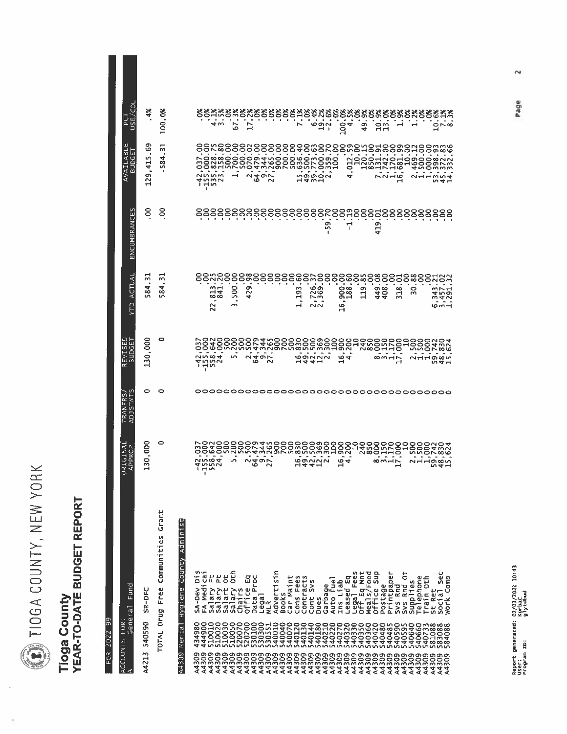# TIOGA COUNTY, NEW YORK

## Tioga County
## YEAR-TO-DATE BUDGET REPORT

FOR 2022 99

| ACCOUNTS FOR: A General Fund | | ORIGINAL APPROP | TRANFRS/ ADJSTMTS | REVISED BUDGET | YTD ACTUAL | ENCUMBRANCES | AVAILABLE BUDGET | PCT USE/COL |
|---|---|---|---|---|---|---|---|---|
| A4213 540590 | SR-DFC | 130,000 | 0 | 130,000 | 584.31 | .00 | 129,415.69 | .4% |
| | TOTAL Drug Free Communities Grant | 0 | 0 | 0 | 584.31 | .00 | -584.31 | 100.0% |
| **A4309 Mental Hygiene County Administ** | | | | | | | | |
| A4309 434980 | SA-Dev Dis | -42,037 | 0 | -42,037 | .00 | .00 | -42,037.00 | .0% |
| A4309 444900 | FA Medicai | -155,000 | 0 | -155,000 | .00 | .00 | -155,000.00 | .0% |
| A4309 510010 | Salary Ft | 558,642 | 0 | 558,642 | 22,813.25 | .00 | 535,828.75 | 4.1% |
| A4309 510020 | Salary Pt | 24,000 | 0 | 24,000 | 841.20 | .00 | 23,158.80 | 3.5% |
| A4309 510030 | Salart Ot | 500 | 0 | 500 | .00 | .00 | 500.00 | .0% |
| A4309 510050 | Salary Oth | 5,200 | 0 | 5,200 | 3,500.00 | .00 | 1,700.00 | 67.3% |
| A4309 520070 | Chairs | 500 | 0 | 500 | .00 | .00 | 500.00 | .0% |
| A4309 520200 | Office Eq | 2,500 | 0 | 2,500 | 429.98 | .00 | 2,070.02 | 17.2% |
| A4309 530100 | Data Proc | 64,479 | 0 | 64,479 | .00 | .00 | 64,479.00 | .0% |
| A4309 530300 | Legal | 9,344 | 0 | 9,344 | .00 | .00 | 9,344.00 | .0% |
| A4309 530551 | MLR | 27,265 | 0 | 27,265 | .00 | .00 | 27,265.00 | .0% |
| A4309 540010 | Advertisin | 900 | 0 | 900 | .00 | .00 | 900.00 | .0% |
| A4309 540040 | Books | 700 | 0 | 700 | .00 | .00 | 700.00 | .0% |
| A4309 540070 | Car Maint | 500 | 0 | 500 | .00 | .00 | 500.00 | .0% |
| A4309 540120 | Cons Fees | 16,830 | 0 | 16,830 | 1,193.60 | .00 | 15,636.40 | 7.1% |
| A4309 540130 | Contracts | 49,500 | 0 | 49,500 | .00 | .00 | 49,500.00 | .0% |
| A4309 540140 | Cont Svs | 42,500 | 0 | 42,500 | 2,726.37 | .00 | 39,773.63 | 6.4% |
| A4309 540180 | Dues | 12,369 | 0 | 12,369 | 2,369.00 | .00 | 10,000.00 | 19.2% |
| A4309 540210 | Garbage | 2,300 | 0 | 2,300 | .00 | -59.70 | 2,359.70 | -2.6% |
| A4309 540220 | Auto Fuel | 100 | 0 | 100 | .00 | .00 | 100.00 | .0% |
| A4309 540270 | Ins Liab | 16,900 | 0 | 16,900 | 16,900.00 | .00 | .00 | 100.0% |
| A4309 540320 | Leased Eq | 4,200 | 0 | 4,200 | 188.60 | -1.19 | 4,012.59 | 4.5% |
| A4309 540330 | Legal Fees | 10 | 0 | 10 | .00 | .00 | 10.00 | .0% |
| A4309 540350 | Off Eq Mnt | 240 | 0 | 240 | 119.85 | .00 | 120.15 | 49.9% |
| A4309 540360 | Meals/Food | 850 | 0 | 850 | .00 | .00 | 850.00 | .0% |
| A4309 540420 | Office Sup | 8,000 | 0 | 8,000 | 449.08 | 419.01 | 7,131.91 | 10.9% |
| A4309 540480 | Postage | 3,150 | 0 | 3,150 | 408.00 | .00 | 2,742.00 | 13.0% |
| A4309 540485 | Printpaper | 1,170 | 0 | 1,170 | .00 | .00 | 1,170.00 | .0% |
| A4309 540590 | Svs Rnd | 17,000 | 0 | 17,000 | 318.01 | .00 | 16,681.99 | 1.9% |
| A4309 540595 | Svs Rnd Ot | 10 | 0 | 10 | .00 | .00 | 10.00 | .0% |
| A4309 540640 | Supplies | 2,500 | 0 | 2,500 | 30.88 | .00 | 2,469.12 | 1.2% |
| A4309 540660 | Telephone | 1,500 | 0 | 1,500 | .00 | .00 | 1,500.00 | .0% |
| A4309 540733 | Train Oth | 1,000 | 0 | 1,000 | .00 | .00 | 1,000.00 | .0% |
| A4309 581088 | St Ret | 59,742 | 0 | 59,742 | 6,343.21 | .00 | 53,398.79 | 10.6% |
| A4309 583088 | Social Sec | 48,830 | 0 | 48,830 | 3,457.02 | .00 | 45,372.98 | 7.1% |
| A4309 584088 | Work Comp | 15,624 | 0 | 15,624 | 1,291.32 | .00 | 14,332.68 | 8.3% |

Report generated: 02/03/2022 10:43
User: Korbac
Program ID: glytdbud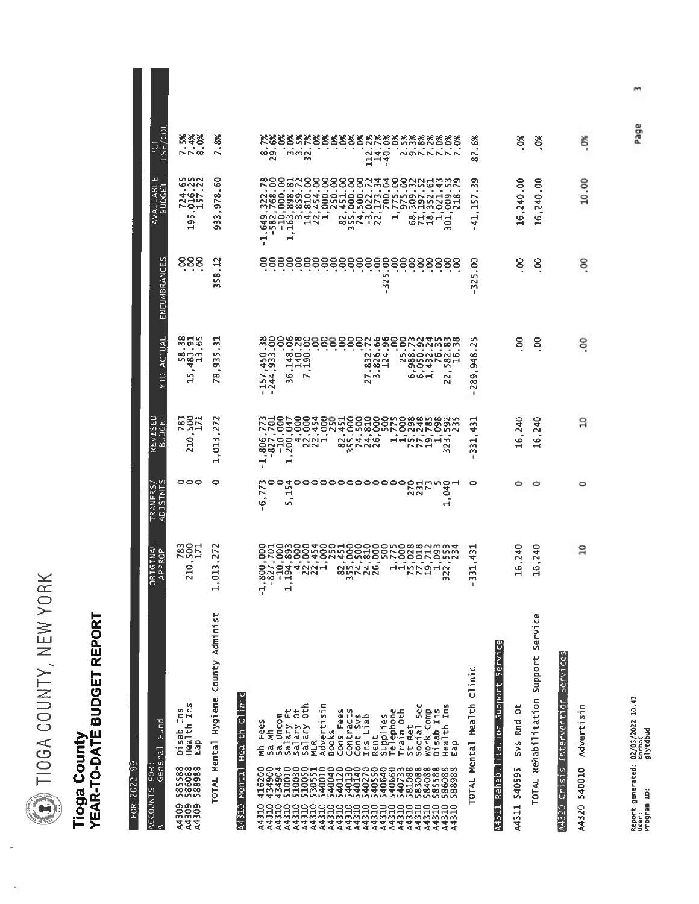# TIOGA COUNTY, NEW YORK

## Tioga County
## YEAR-TO-DATE BUDGET REPORT

FOR 2022 99

| ACCOUNTS FOR: A General Fund | | | ORIGINAL APPROP | TRANFRS/ ADJSTMTS | REVISED BUDGET | YTD ACTUAL | ENCUMBRANCES | AVAILABLE BUDGET | PCT USE/COL |
|---|---|---|---|---|---|---|---|---|---|
| A4309 | 585588 | Disab Ins | 783 | 0 | 783 | 58.38 | .00 | 724.65 | 7.5% |
| A4309 | 586088 | Health Ins | 210,500 | 0 | 210,500 | 15,483.91 | .00 | 195,016.25 | 7.4% |
| A4309 | 588988 | Eap | 171 | 0 | 171 | 13.65 | .00 | 157.22 | 8.0% |
| TOTAL Mental Hygiene County Administ | | | 1,013,272 | 0 | 1,013,272 | 78,935.31 | 358.12 | 933,978.60 | 7.8% |
| **A4310 Mental Health Clinic** | | | | | | | | | |
| A4310 | 416200 | Mh Fees | -1,800,000 | -6,773 | -1,806,773 | -157,450.38 | .00 | -1,649,322.78 | 8.7% |
| A4310 | 434900 | Sa Mh | -827,701 | 0 | -827,701 | -244,933.00 | .00 | -582,768.00 | 29.6% |
| A4310 | 434904 | Sa Uncom | -10,000 | 0 | -10,000 | .00 | .00 | -10,000.00 | .0% |
| A4310 | 510010 | Salary Ft | 1,194,893 | 5,154 | 1,200,047 | 36,148.06 | .00 | 1,163,898.81 | 3.0% |
| A4310 | 510030 | Salary Ot | 4,000 | 0 | 4,000 | 140.28 | .00 | 3,859.72 | 3.5% |
| A4310 | 510050 | Salary Oth | 22,000 | 0 | 22,000 | 7,190.00 | .00 | 14,810.00 | 32.7% |
| A4310 | 530551 | MLR | 22,454 | 0 | 22,454 | .00 | .00 | 22,454.00 | .0% |
| A4310 | 540010 | Advertisin | 1,000 | 0 | 1,000 | .00 | .00 | 1,000.00 | .0% |
| A4310 | 540040 | Books | 250 | 0 | 250 | .00 | .00 | 250.00 | .0% |
| A4310 | 540120 | Cons Fees | 82,451 | 0 | 82,451 | .00 | .00 | 82,451.00 | .0% |
| A4310 | 540130 | Contracts | 355,000 | 0 | 355,000 | .00 | .00 | 355,000.00 | .0% |
| A4310 | 540140 | Cont Svs | 74,500 | 0 | 74,500 | .00 | .00 | 74,500.00 | .0% |
| A4310 | 540270 | Ins Liab | 24,810 | 0 | 24,810 | 27,832.72 | .00 | -3,022.72 | 112.2% |
| A4310 | 540550 | Rent | 26,000 | 0 | 26,000 | 3,826.66 | .00 | 22,173.34 | 14.7% |
| A4310 | 540640 | Supplies | 500 | 0 | 500 | 124.96 | -325.00 | 700.04 | -40.0% |
| A4310 | 540660 | Telephone | 1,775 | 0 | 1,775 | .00 | .00 | 1,775.00 | .0% |
| A4310 | 540733 | Train Oth | 1,000 | 0 | 1,000 | 25.00 | .00 | 975.00 | 2.5% |
| A4310 | 581088 | St Ret | 75,028 | 270 | 75,298 | 6,988.73 | .00 | 68,309.32 | 9.3% |
| A4310 | 583088 | Social Sec | 77,018 | 231 | 77,248 | 6,050.92 | .00 | 71,197.52 | 7.8% |
| A4310 | 584088 | Work Comp | 19,712 | 73 | 19,785 | 1,432.24 | .00 | 18,352.61 | 7.2% |
| A4310 | 585588 | Disab Ins | 1,093 | 5 | 1,098 | 76.35 | .00 | 1,021.43 | 7.0% |
| A4310 | 586088 | Health Ins | 322,553 | 1,040 | 323,592 | 22,582.83 | .00 | 301,009.53 | 7.0% |
| A4310 | 588988 | Eap | 234 | 1 | 235 | 16.38 | .00 | 218.79 | 7.0% |
| TOTAL Mental Health Clinic | | | -331,431 | 0 | -331,431 | -289,948.25 | -325.00 | -41,157.39 | 87.6% |
| **A4311 Rehabilitation Support Service** | | | | | | | | | |
| A4311 | 540595 | Svs Rnd Ot | 16,240 | 0 | 16,240 | .00 | .00 | 16,240.00 | .0% |
| TOTAL Rehabilitation Support Service | | | 16,240 | 0 | 16,240 | .00 | .00 | 16,240.00 | .0% |
| **A4320 Crisis Intervention Services** | | | | | | | | | |
| A4320 | 540010 | Advertisin | 10 | 0 | 10 | .00 | .00 | 10.00 | .0% |

Report generated: 02/03/2022 10:43
User: korbac
Program ID: glytdbud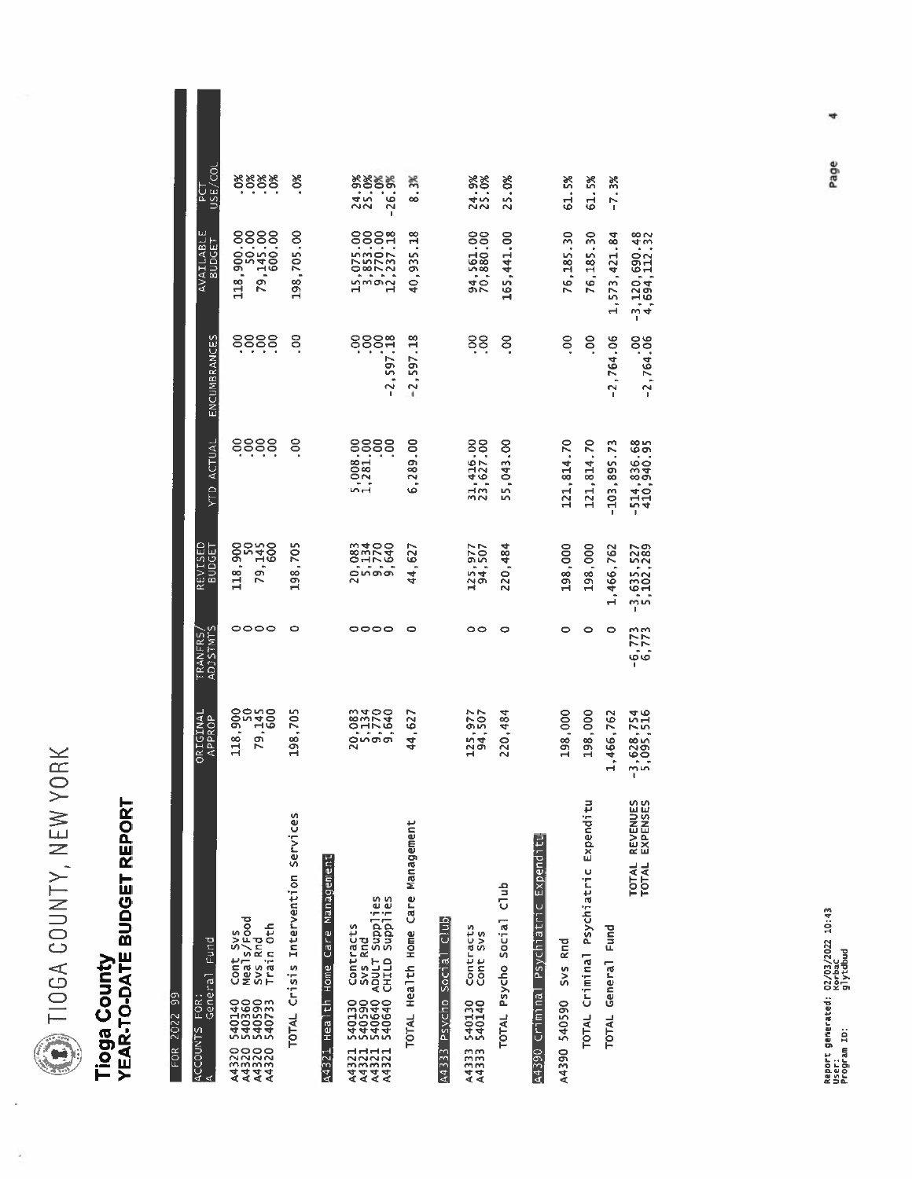# TIOGA COUNTY, NEW YORK

## Tioga County
## YEAR-TO-DATE BUDGET REPORT

FOR 2022 99

| ACCOUNTS FOR: A General Fund | | ORIGINAL APPROP | TRANFRS/ ADJSTMTS | REVISED BUDGET | YTD ACTUAL | ENCUMBRANCES | AVAILABLE BUDGET | PCT USE/COL |
|---|---|---|---|---|---|---|---|---|
| A4320 540140 | Cont Svs | 118,900 | 0 | 118,900 | .00 | .00 | 118,900.00 | .0% |
| A4320 540360 | Meals/Food | 50 | 0 | 50 | .00 | .00 | 50.00 | .0% |
| A4320 540590 | Svs Rnd | 79,145 | 0 | 79,145 | .00 | .00 | 79,145.00 | .0% |
| A4320 540733 | Train Oth | 600 | 0 | 600 | | | 600.00 | .0% |
| TOTAL Crisis Intervention Services | | 198,705 | 0 | 198,705 | .00 | .00 | 198,705.00 | .0% |
| **A4321 Health Home Care Management** | | | | | | | | |
| A4321 540130 | Contracts | 20,083 | 0 | 20,083 | 5,008.00 | .00 | 15,075.00 | 24.9% |
| A4321 540590 | Svs Rnd | 5,134 | 0 | 5,134 | 1,281.00 | .00 | 3,853.00 | 25.0% |
| A4321 540640 | ADULT Supplies | 9,770 | 0 | 9,770 | .00 | .00 | 9,770.00 | .0% |
| A4321 540640 | CHILD Supplies | 9,640 | 0 | 9,640 | .00 | -2,597.18 | 12,237.18 | -26.9% |
| TOTAL Health Home Care Management | | 44,627 | 0 | 44,627 | 6,289.00 | -2,597.18 | 40,935.18 | 8.3% |
| **A4333 Psycho Social Club** | | | | | | | | |
| A4333 540130 | Contracts | 125,977 | 0 | 125,977 | 31,416.00 | .00 | 94,561.00 | 24.9% |
| A4333 540140 | Cont Svs | 94,507 | 0 | 94,507 | 23,627.00 | .00 | 70,880.00 | 25.0% |
| TOTAL Psycho Social Club | | 220,484 | 0 | 220,484 | 55,043.00 | .00 | 165,441.00 | 25.0% |
| **A4390 Criminal Psychiatric Expenditu** | | | | | | | | |
| A4390 540590 | Svs Rnd | 198,000 | 0 | 198,000 | 121,814.70 | .00 | 76,185.30 | 61.5% |
| TOTAL Criminal Psychiatric Expenditu | | 198,000 | 0 | 198,000 | 121,814.70 | .00 | 76,185.30 | 61.5% |
| TOTAL General Fund | | 1,466,762 | 0 | 1,466,762 | -103,895.73 | -2,764.06 | 1,573,421.84 | -7.3% |
| TOTAL REVENUES | | -3,628,754 | -6,773 | -3,635,527 | -514,836.68 | .00 | -3,120,690.48 | |
| TOTAL EXPENSES | | 5,095,516 | 6,773 | 5,102,289 | 410,940.95 | -2,764.06 | 4,694,112.32 | |

Report generated: 02/03/2022 10:43
User: Kwebsc
Program ID: glytdbud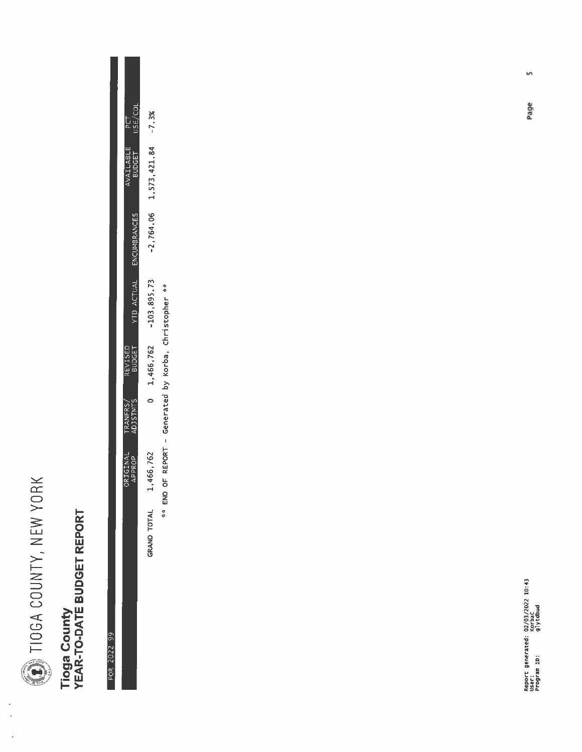# TIOGA COUNTY, NEW YORK

## Tioga County
## YEAR-TO-DATE BUDGET REPORT

FOR 2022 99

| | ORIGINAL APPROP | TRANFRS/ ADJSTMTS | REVISED BUDGET | YTD ACTUAL | ENCUMBRANCES | AVAILABLE BUDGET | PCT USE/COL |
|---|---|---|---|---|---|---|---|
| GRAND TOTAL | 1,466,762 | 0 | 1,466,762 | -103,895.73 | -2,764.06 | 1,573,421.84 | -7.3% |

** END OF REPORT - Generated by Korba, Christopher **

Report generated: 02/03/2022 10:43
User: KorbaC
Program ID: glytdbud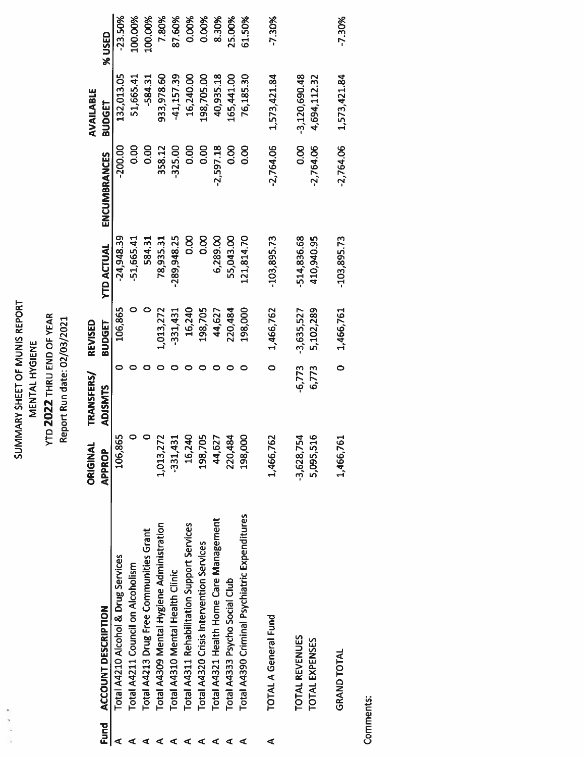# SUMMARY SHEET OF MUNIS REPORT

MENTAL HYGIENE

YTD **2022** THRU END OF YEAR

Report Run date: 02/03/2021

| Fund | ACCOUNT DESCRIPTION | ORIGINAL APPROP | TRANSFERS/ ADJSMTS | REVISED BUDGET | YTD ACTUAL | ENCUMBRANCES | AVAILABLE BUDGET | % USED |
|---|---|---|---|---|---|---|---|---|
| A | Total A4210 Alcohol & Drug Services | 106,865 | 0 | 106,865 | -24,948.39 | -200.00 | 132,013.05 | -23.50% |
| A | Total A4211 Council on Alcoholism | 0 | 0 | 0 | -51,665.41 | 0.00 | 51,665.41 | 100.00% |
| A | Total A4213 Drug Free Communities Grant | 0 | 0 | 0 | 584.31 | 0.00 | -584.31 | 100.00% |
| A | Total A4309 Mental Hygiene Administration | 1,013,272 | 0 | 1,013,272 | 78,935.31 | 358.12 | 933,978.60 | 7.80% |
| A | Total A4310 Mental Health Clinic | -331,431 | 0 | -331,431 | -289,948.25 | -325.00 | -41,157.39 | 87.60% |
| A | Total A4311 Rehabilitation Support Services | 16,240 | 0 | 16,240 | 0.00 | 0.00 | 16,240.00 | 0.00% |
| A | Total A4320 Crisis Intervention Services | 198,705 | 0 | 198,705 | 0.00 | 0.00 | 198,705.00 | 0.00% |
| A | Total A4321 Health Home Care Management | 44,627 | 0 | 44,627 | 6,289.00 | -2,597.18 | 40,935.18 | 8.30% |
| A | Total A4333 Psycho Social Club | 220,484 | 0 | 220,484 | 55,043.00 | 0.00 | 165,441.00 | 25.00% |
| A | Total A4390 Criminal Psychiatric Expenditures | 198,000 | 0 | 198,000 | 121,814.70 | 0.00 | 76,185.30 | 61.50% |
| | | | | | | | | |
| A | TOTAL A General Fund | 1,466,762 | 0 | 1,466,762 | -103,895.73 | -2,764.06 | 1,573,421.84 | -7.30% |
| | | | | | | | | |
| | TOTAL REVENUES | -3,628,754 | -6,773 | -3,635,527 | -514,836.68 | 0.00 | -3,120,690.48 | |
| | TOTAL EXPENSES | 5,095,516 | 6,773 | 5,102,289 | 410,940.95 | -2,764.06 | 4,694,112.32 | |
| | | | | | | | | |
| | GRAND TOTAL | 1,466,761 | 0 | 1,466,761 | -103,895.73 | -2,764.06 | 1,573,421.84 | -7.30% |

Comments: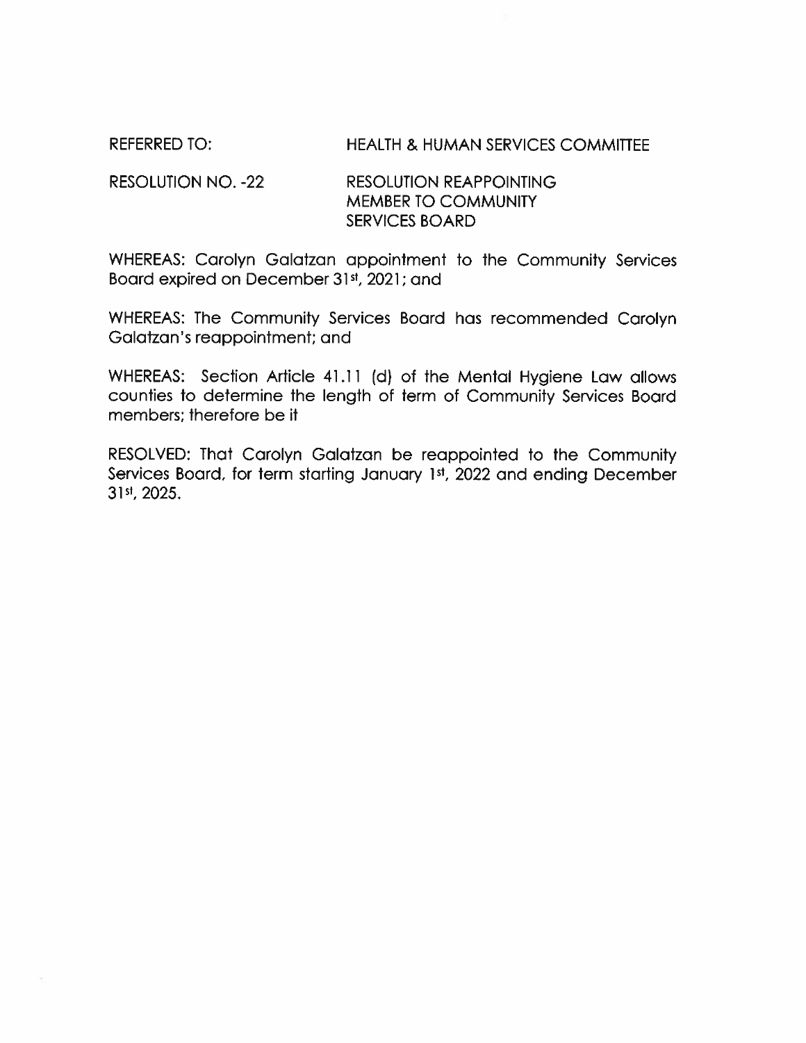REFERRED TO: HEALTH & HUMAN SERVICES COMMITTEE

RESOLUTION NO. -22 RESOLUTION REAPPOINTING MEMBER TO COMMUNITY SERVICES BOARD

WHEREAS: Carolyn Galatzan appointment to the Community Services Board expired on December 31st, 2021; and

WHEREAS: The Community Services Board has recommended Carolyn Galatzan's reappointment; and

WHEREAS: Section Article 41.11 (d) of the Mental Hygiene Law allows counties to determine the length of term of Community Services Board members; therefore be it

RESOLVED: That Carolyn Galatzan be reappointed to the Community Services Board, for term starting January 1st, 2022 and ending December 31st, 2025.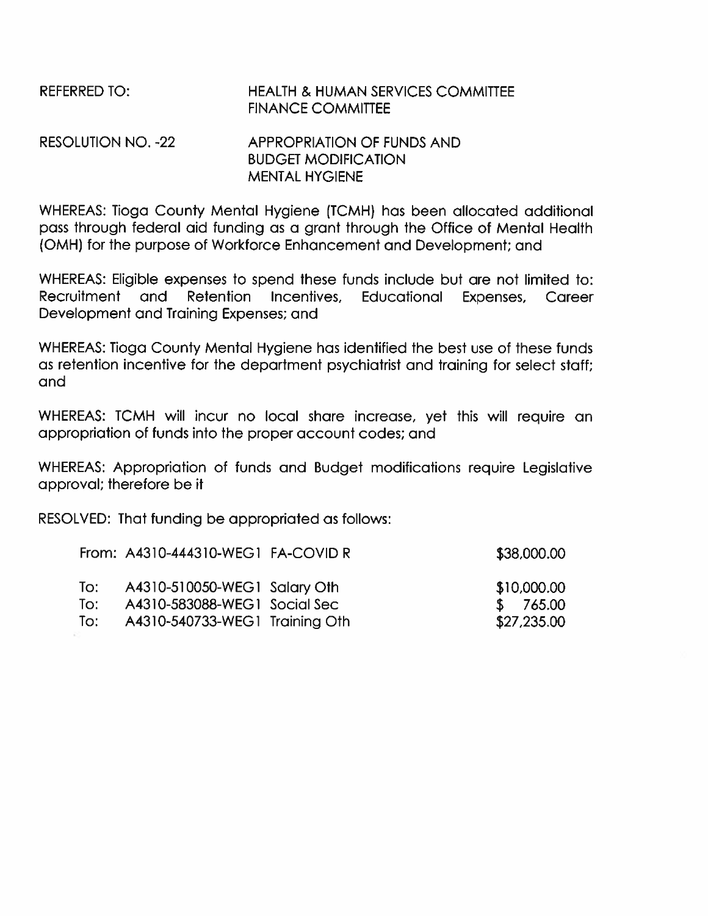REFERRED TO: HEALTH & HUMAN SERVICES COMMITTEE
FINANCE COMMITTEE

RESOLUTION NO. -22 APPROPRIATION OF FUNDS AND
BUDGET MODIFICATION
MENTAL HYGIENE

WHEREAS: Tioga County Mental Hygiene (TCMH) has been allocated additional pass through federal aid funding as a grant through the Office of Mental Health (OMH) for the purpose of Workforce Enhancement and Development; and

WHEREAS: Eligible expenses to spend these funds include but are not limited to: Recruitment and Retention Incentives, Educational Expenses, Career Development and Training Expenses; and

WHEREAS: Tioga County Mental Hygiene has identified the best use of these funds as retention incentive for the department psychiatrist and training for select staff; and

WHEREAS: TCMH will incur no local share increase, yet this will require an appropriation of funds into the proper account codes; and

WHEREAS: Appropriation of funds and Budget modifications require Legislative approval; therefore be it

RESOLVED: That funding be appropriated as follows:

| | | |
|---|---|---|
| From: | A4310-444310-WEG1 FA-COVID R | $38,000.00 |
| To: | A4310-510050-WEG1 Salary Oth | $10,000.00 |
| To: | A4310-583088-WEG1 Social Sec | $ 765.00 |
| To: | A4310-540733-WEG1 Training Oth | $27,235.00 |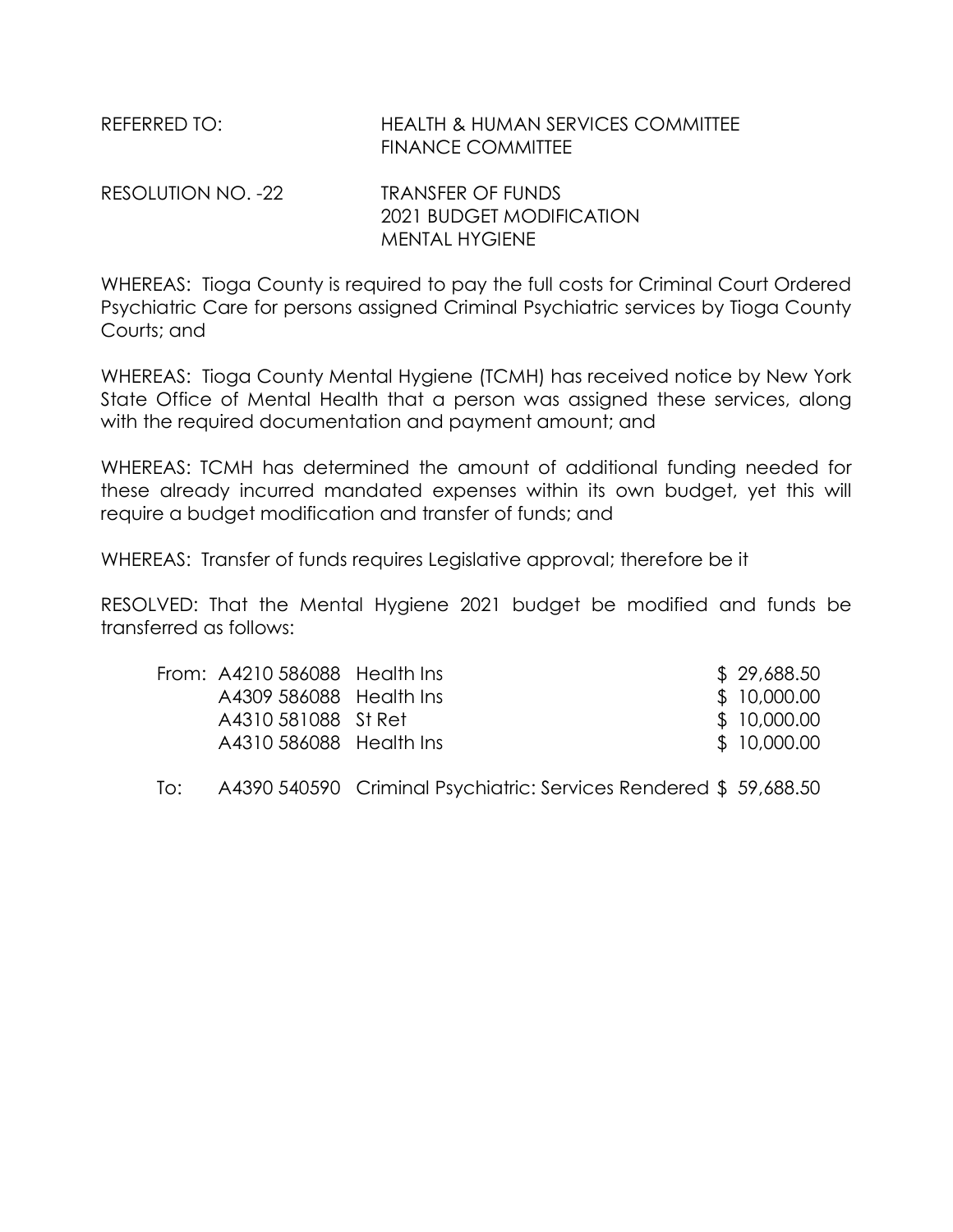REFERRED TO: HEALTH & HUMAN SERVICES COMMITTEE
FINANCE COMMITTEE

RESOLUTION NO. -22 TRANSFER OF FUNDS
2021 BUDGET MODIFICATION
MENTAL HYGIENE

WHEREAS: Tioga County is required to pay the full costs for Criminal Court Ordered Psychiatric Care for persons assigned Criminal Psychiatric services by Tioga County Courts; and

WHEREAS: Tioga County Mental Hygiene (TCMH) has received notice by New York State Office of Mental Health that a person was assigned these services, along with the required documentation and payment amount; and

WHEREAS: TCMH has determined the amount of additional funding needed for these already incurred mandated expenses within its own budget, yet this will require a budget modification and transfer of funds; and

WHEREAS: Transfer of funds requires Legislative approval; therefore be it

RESOLVED: That the Mental Hygiene 2021 budget be modified and funds be transferred as follows:

| | | | |
|---|---|---|---|
| From: | A4210 586088 | Health Ins | $ 29,688.50 |
| | A4309 586088 | Health Ins | $ 10,000.00 |
| | A4310 581088 | St Ret | $ 10,000.00 |
| | A4310 586088 | Health Ins | $ 10,000.00 |
| To: | A4390 540590 | Criminal Psychiatric: Services Rendered | $ 59,688.50 |